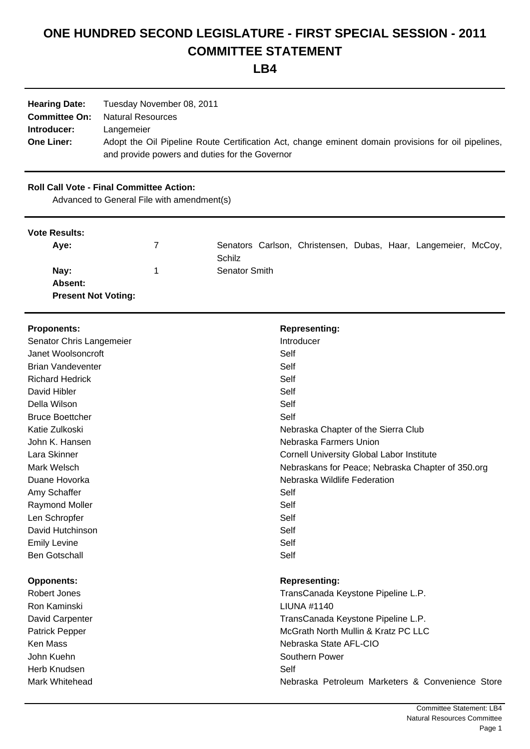# ONE HUNDRED SECOND LEGISLATURE - FIRST SPECIAL SESSION - 2011
# COMMITTEE STATEMENT
# LB4

**Hearing Date:** Tuesday November 08, 2011
**Committee On:** Natural Resources
**Introducer:** Langemeier
**One Liner:** Adopt the Oil Pipeline Route Certification Act, change eminent domain provisions for oil pipelines, and provide powers and duties for the Governor

**Roll Call Vote - Final Committee Action:**
Advanced to General File with amendment(s)

**Vote Results:**

| | | |
|---|---|---|
| **Aye:** | 7 | Senators Carlson, Christensen, Dubas, Haar, Langemeier, McCoy, Schilz |
| **Nay:** | 1 | Senator Smith |
| **Absent:** | | |
| **Present Not Voting:** | | |

| **Proponents:** | **Representing:** |
|---|---|
| Senator Chris Langemeier | Introducer |
| Janet Woolsoncroft | Self |
| Brian Vandeventer | Self |
| Richard Hedrick | Self |
| David Hibler | Self |
| Della Wilson | Self |
| Bruce Boettcher | Self |
| Katie Zulkoski | Nebraska Chapter of the Sierra Club |
| John K. Hansen | Nebraska Farmers Union |
| Lara Skinner | Cornell University Global Labor Institute |
| Mark Welsch | Nebraskans for Peace; Nebraska Chapter of 350.org |
| Duane Hovorka | Nebraska Wildlife Federation |
| Amy Schaffer | Self |
| Raymond Moller | Self |
| Len Schropfer | Self |
| David Hutchinson | Self |
| Emily Levine | Self |
| Ben Gotschall | Self |

| **Opponents:** | **Representing:** |
|---|---|
| Robert Jones | TransCanada Keystone Pipeline L.P. |
| Ron Kaminski | LIUNA #1140 |
| David Carpenter | TransCanada Keystone Pipeline L.P. |
| Patrick Pepper | McGrath North Mullin & Kratz PC LLC |
| Ken Mass | Nebraska State AFL-CIO |
| John Kuehn | Southern Power |
| Herb Knudsen | Self |
| Mark Whitehead | Nebraska Petroleum Marketers & Convenience Store |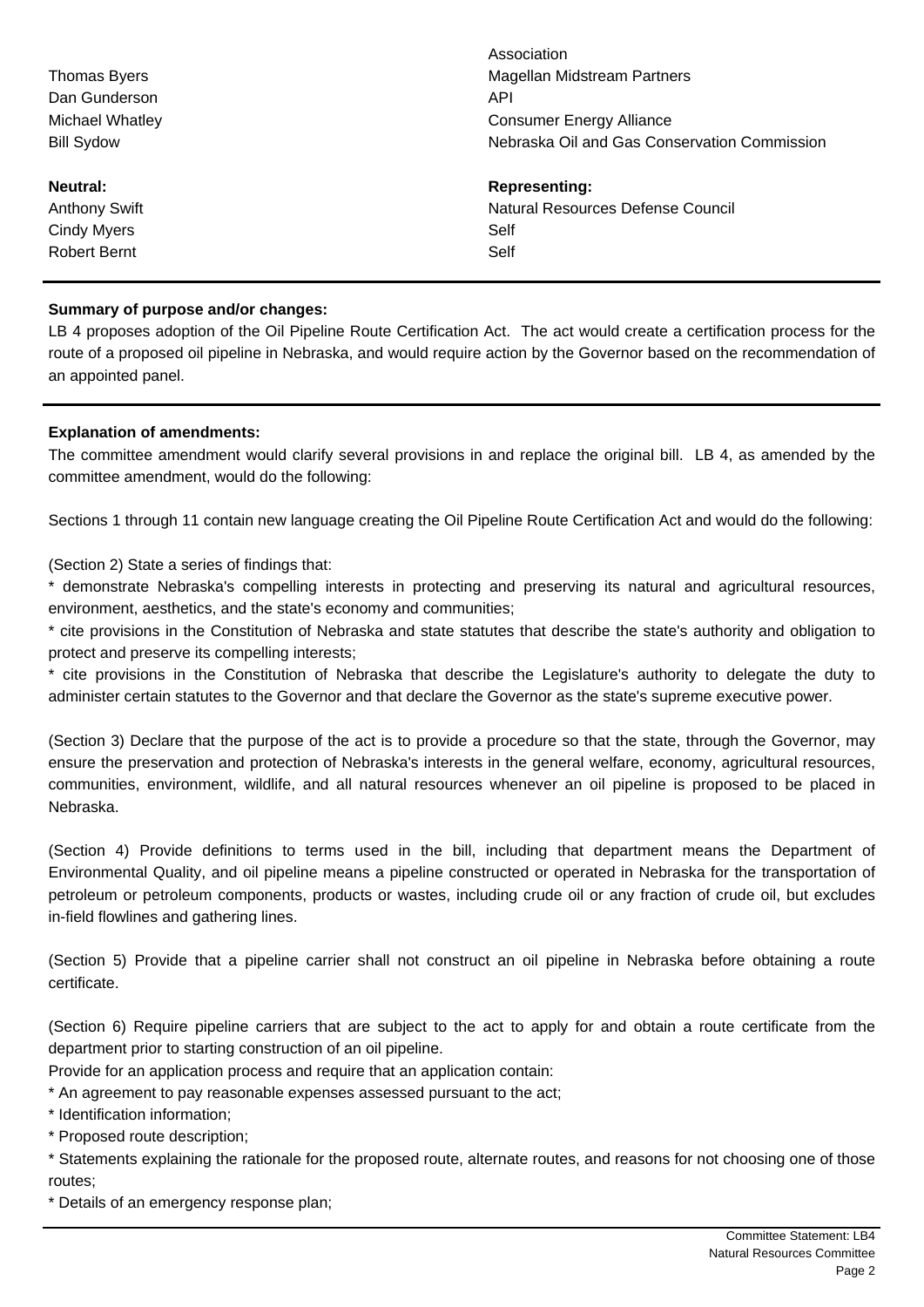| | |
|---|---|
| | Association |
| Thomas Byers | Magellan Midstream Partners |
| Dan Gunderson | API |
| Michael Whatley | Consumer Energy Alliance |
| Bill Sydow | Nebraska Oil and Gas Conservation Commission |

| **Neutral:** | **Representing:** |
|---|---|
| Anthony Swift | Natural Resources Defense Council |
| Cindy Myers | Self |
| Robert Bernt | Self |

**Summary of purpose and/or changes:**

LB 4 proposes adoption of the Oil Pipeline Route Certification Act. The act would create a certification process for the route of a proposed oil pipeline in Nebraska, and would require action by the Governor based on the recommendation of an appointed panel.

**Explanation of amendments:**

The committee amendment would clarify several provisions in and replace the original bill. LB 4, as amended by the committee amendment, would do the following:

Sections 1 through 11 contain new language creating the Oil Pipeline Route Certification Act and would do the following:

(Section 2) State a series of findings that:

* demonstrate Nebraska's compelling interests in protecting and preserving its natural and agricultural resources, environment, aesthetics, and the state's economy and communities;
* cite provisions in the Constitution of Nebraska and state statutes that describe the state's authority and obligation to protect and preserve its compelling interests;
* cite provisions in the Constitution of Nebraska that describe the Legislature's authority to delegate the duty to administer certain statutes to the Governor and that declare the Governor as the state's supreme executive power.

(Section 3) Declare that the purpose of the act is to provide a procedure so that the state, through the Governor, may ensure the preservation and protection of Nebraska's interests in the general welfare, economy, agricultural resources, communities, environment, wildlife, and all natural resources whenever an oil pipeline is proposed to be placed in Nebraska.

(Section 4) Provide definitions to terms used in the bill, including that department means the Department of Environmental Quality, and oil pipeline means a pipeline constructed or operated in Nebraska for the transportation of petroleum or petroleum components, products or wastes, including crude oil or any fraction of crude oil, but excludes in-field flowlines and gathering lines.

(Section 5) Provide that a pipeline carrier shall not construct an oil pipeline in Nebraska before obtaining a route certificate.

(Section 6) Require pipeline carriers that are subject to the act to apply for and obtain a route certificate from the department prior to starting construction of an oil pipeline.

Provide for an application process and require that an application contain:

* An agreement to pay reasonable expenses assessed pursuant to the act;
* Identification information;
* Proposed route description;
* Statements explaining the rationale for the proposed route, alternate routes, and reasons for not choosing one of those routes;
* Details of an emergency response plan;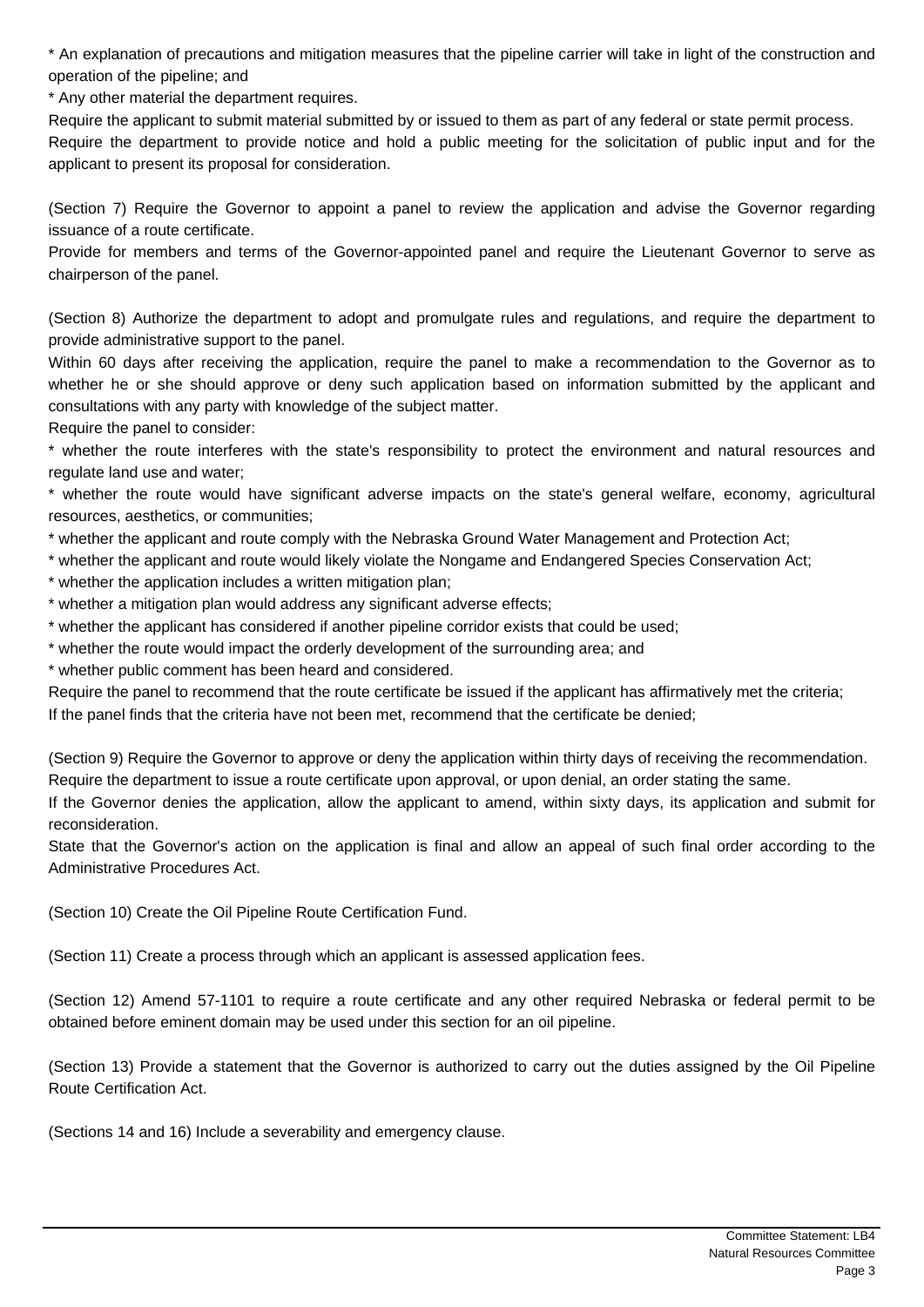* An explanation of precautions and mitigation measures that the pipeline carrier will take in light of the construction and operation of the pipeline; and

* Any other material the department requires.

Require the applicant to submit material submitted by or issued to them as part of any federal or state permit process.

Require the department to provide notice and hold a public meeting for the solicitation of public input and for the applicant to present its proposal for consideration.

(Section 7) Require the Governor to appoint a panel to review the application and advise the Governor regarding issuance of a route certificate.

Provide for members and terms of the Governor-appointed panel and require the Lieutenant Governor to serve as chairperson of the panel.

(Section 8) Authorize the department to adopt and promulgate rules and regulations, and require the department to provide administrative support to the panel.

Within 60 days after receiving the application, require the panel to make a recommendation to the Governor as to whether he or she should approve or deny such application based on information submitted by the applicant and consultations with any party with knowledge of the subject matter.

Require the panel to consider:

* whether the route interferes with the state's responsibility to protect the environment and natural resources and regulate land use and water;

* whether the route would have significant adverse impacts on the state's general welfare, economy, agricultural resources, aesthetics, or communities;

* whether the applicant and route comply with the Nebraska Ground Water Management and Protection Act;

* whether the applicant and route would likely violate the Nongame and Endangered Species Conservation Act;

* whether the application includes a written mitigation plan;

* whether a mitigation plan would address any significant adverse effects;

* whether the applicant has considered if another pipeline corridor exists that could be used;

* whether the route would impact the orderly development of the surrounding area; and

* whether public comment has been heard and considered.

Require the panel to recommend that the route certificate be issued if the applicant has affirmatively met the criteria;

If the panel finds that the criteria have not been met, recommend that the certificate be denied;

(Section 9) Require the Governor to approve or deny the application within thirty days of receiving the recommendation.

Require the department to issue a route certificate upon approval, or upon denial, an order stating the same.

If the Governor denies the application, allow the applicant to amend, within sixty days, its application and submit for reconsideration.

State that the Governor's action on the application is final and allow an appeal of such final order according to the Administrative Procedures Act.

(Section 10) Create the Oil Pipeline Route Certification Fund.

(Section 11) Create a process through which an applicant is assessed application fees.

(Section 12) Amend 57-1101 to require a route certificate and any other required Nebraska or federal permit to be obtained before eminent domain may be used under this section for an oil pipeline.

(Section 13) Provide a statement that the Governor is authorized to carry out the duties assigned by the Oil Pipeline Route Certification Act.

(Sections 14 and 16) Include a severability and emergency clause.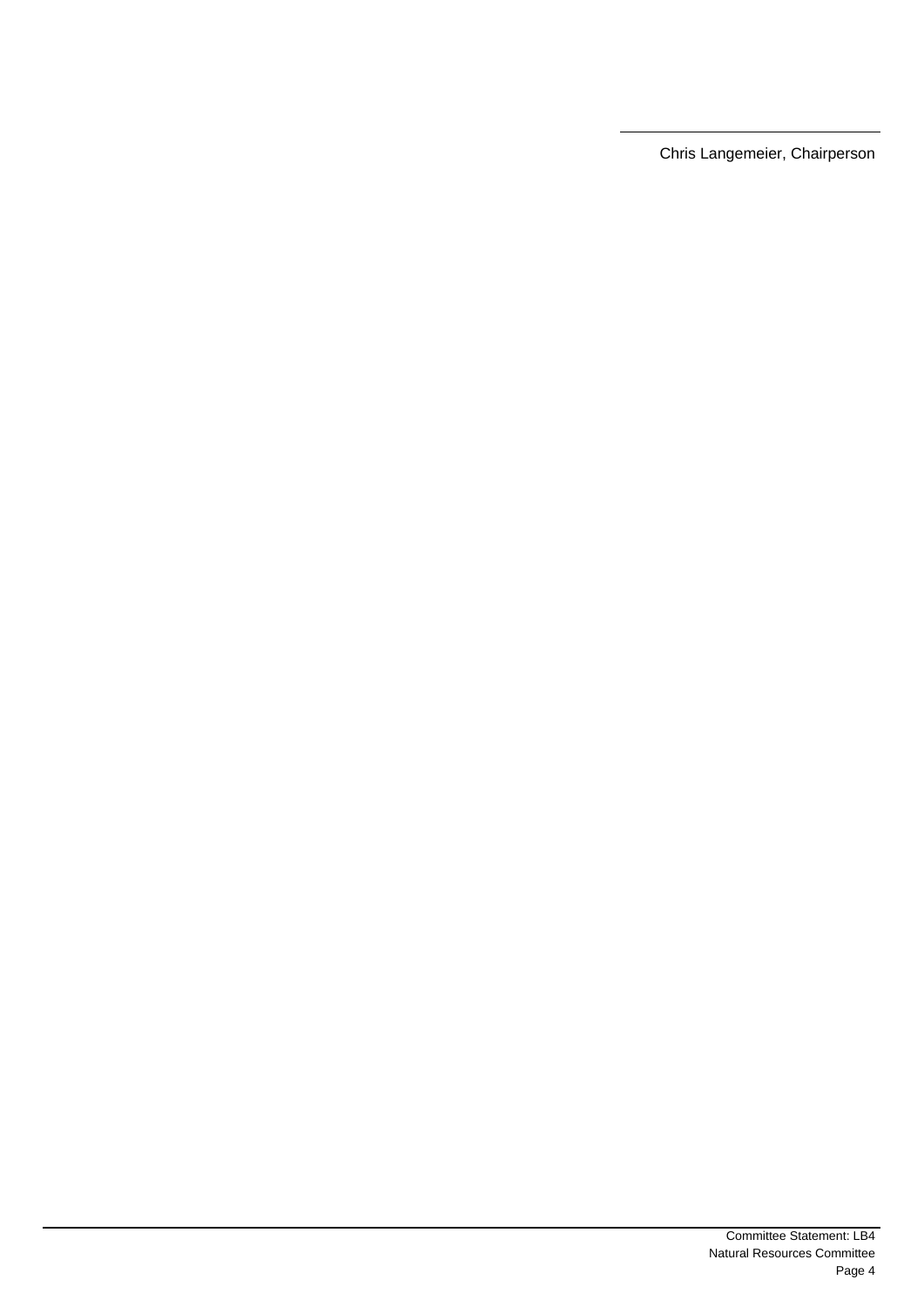Chris Langemeier, Chairperson